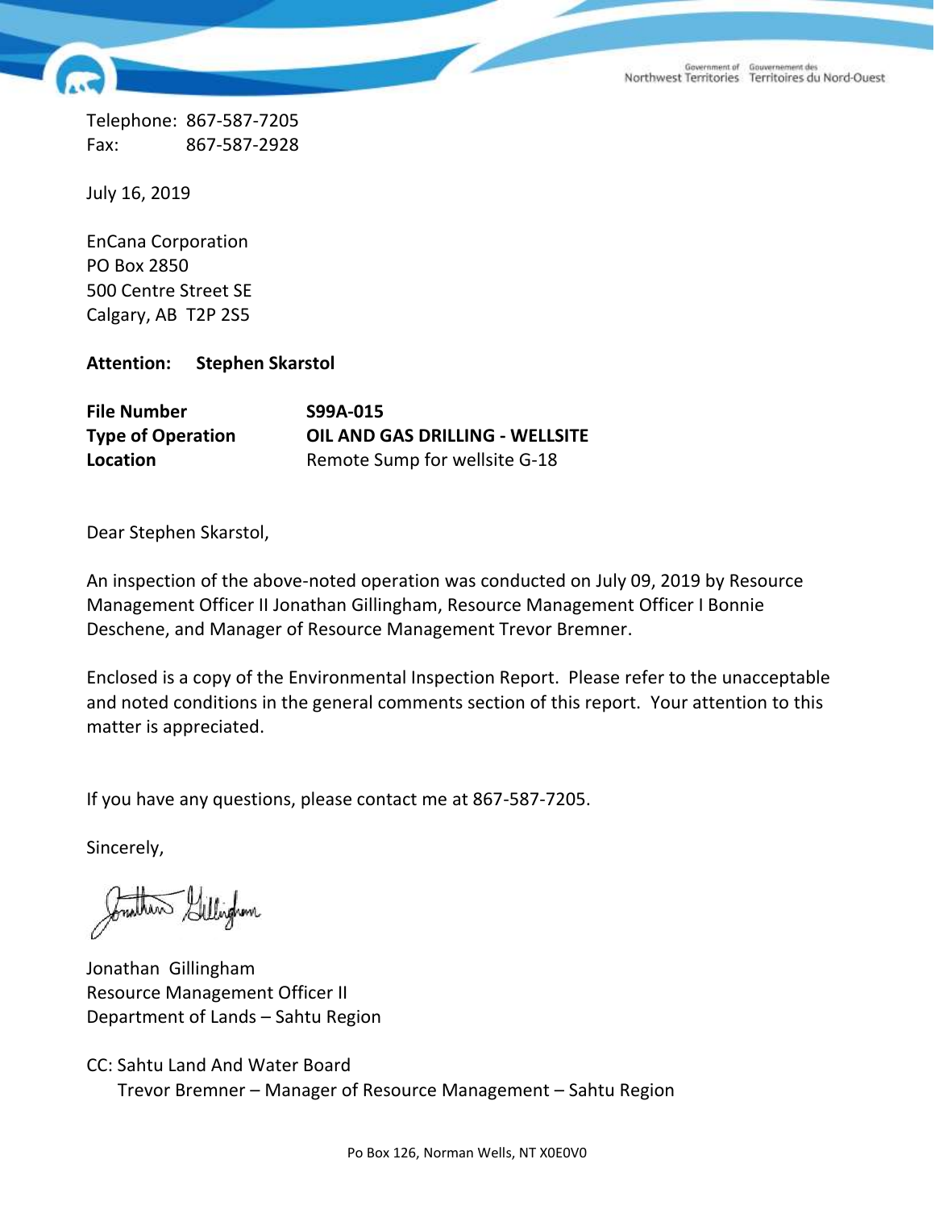Government of Northwest Territories | Gouvernement des Territoires du Nord-Ouest

Telephone: 867-587-7205
Fax: 867-587-2928

July 16, 2019

EnCana Corporation
PO Box 2850
500 Centre Street SE
Calgary, AB T2P 2S5

**Attention: Stephen Skarstol**

| | |
|---|---|
| **File Number** | **S99A-015** |
| **Type of Operation** | **OIL AND GAS DRILLING - WELLSITE** |
| **Location** | Remote Sump for wellsite G-18 |

Dear Stephen Skarstol,

An inspection of the above-noted operation was conducted on July 09, 2019 by Resource Management Officer II Jonathan Gillingham, Resource Management Officer I Bonnie Deschene, and Manager of Resource Management Trevor Bremner.

Enclosed is a copy of the Environmental Inspection Report. Please refer to the unacceptable and noted conditions in the general comments section of this report. Your attention to this matter is appreciated.

If you have any questions, please contact me at 867-587-7205.

Sincerely,

Jonathan Gillingham
Resource Management Officer II
Department of Lands – Sahtu Region

CC: Sahtu Land And Water Board
Trevor Bremner – Manager of Resource Management – Sahtu Region

Po Box 126, Norman Wells, NT X0E0V0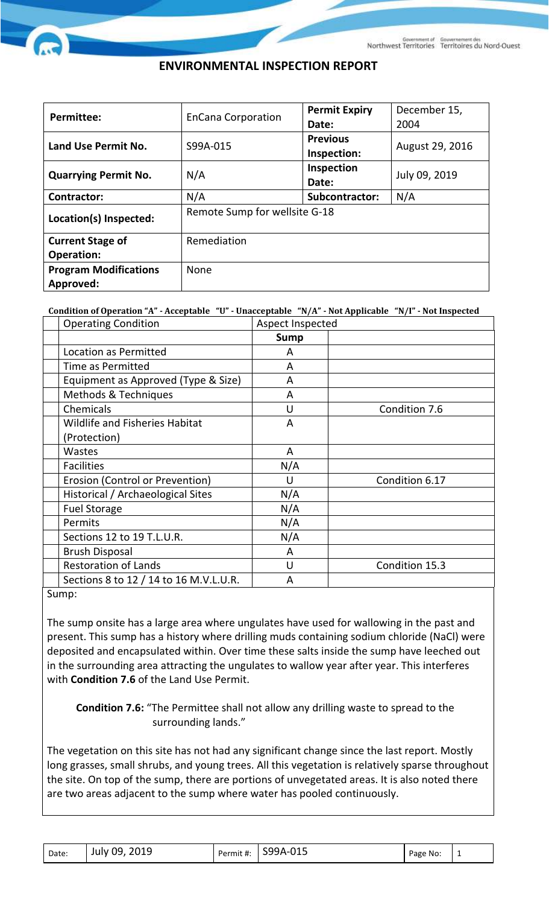# ENVIRONMENTAL INSPECTION REPORT

| **Permittee:** | EnCana Corporation | **Permit Expiry Date:** | December 15, 2004 |
|---|---|---|---|
| **Land Use Permit No.** | S99A-015 | **Previous Inspection:** | August 29, 2016 |
| **Quarrying Permit No.** | N/A | **Inspection Date:** | July 09, 2019 |
| **Contractor:** | N/A | **Subcontractor:** | N/A |
| **Location(s) Inspected:** | Remote Sump for wellsite G-18 | | |
| **Current Stage of Operation:** | Remediation | | |
| **Program Modifications Approved:** | None | | |

**Condition of Operation "A" - Acceptable "U" - Unacceptable "N/A" - Not Applicable "N/I" - Not Inspected**

| | Operating Condition | Aspect Inspected | |
|---|---|---|---|
| | | **Sump** | |
| | Location as Permitted | A | |
| | Time as Permitted | A | |
| | Equipment as Approved (Type & Size) | A | |
| | Methods & Techniques | A | |
| | Chemicals | U | Condition 7.6 |
| | Wildlife and Fisheries Habitat (Protection) | A | |
| | Wastes | A | |
| | Facilities | N/A | |
| | Erosion (Control or Prevention) | U | Condition 6.17 |
| | Historical / Archaeological Sites | N/A | |
| | Fuel Storage | N/A | |
| | Permits | N/A | |
| | Sections 12 to 19 T.L.U.R. | N/A | |
| | Brush Disposal | A | |
| | Restoration of Lands | U | Condition 15.3 |
| | Sections 8 to 12 / 14 to 16 M.V.L.U.R. | A | |

Sump:

The sump onsite has a large area where ungulates have used for wallowing in the past and present. This sump has a history where drilling muds containing sodium chloride (NaCl) were deposited and encapsulated within. Over time these salts inside the sump have leeched out in the surrounding area attracting the ungulates to wallow year after year. This interferes with **Condition 7.6** of the Land Use Permit.

> **Condition 7.6:** "The Permittee shall not allow any drilling waste to spread to the surrounding lands."

The vegetation on this site has not had any significant change since the last report. Mostly long grasses, small shrubs, and young trees. All this vegetation is relatively sparse throughout the site. On top of the sump, there are portions of unvegetated areas. It is also noted there are two areas adjacent to the sump where water has pooled continuously.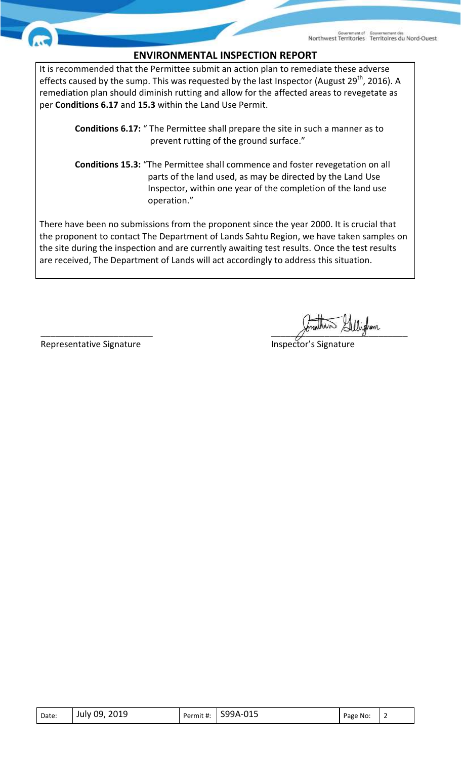## ENVIRONMENTAL INSPECTION REPORT

It is recommended that the Permittee submit an action plan to remediate these adverse effects caused by the sump. This was requested by the last Inspector (August 29th, 2016). A remediation plan should diminish rutting and allow for the affected areas to revegetate as per **Conditions 6.17** and **15.3** within the Land Use Permit.

> **Conditions 6.17:** " The Permittee shall prepare the site in such a manner as to prevent rutting of the ground surface."

> **Conditions 15.3:** "The Permittee shall commence and foster revegetation on all parts of the land used, as may be directed by the Land Use Inspector, within one year of the completion of the land use operation."

There have been no submissions from the proponent since the year 2000. It is crucial that the proponent to contact The Department of Lands Sahtu Region, we have taken samples on the site during the inspection and are currently awaiting test results. Once the test results are received, The Department of Lands will act accordingly to address this situation.

\_\_\_\_\_\_\_\_\_\_\_\_\_\_\_\_\_\_\_\_\_\_\_\_ Representative Signature

Jonathan Gillingham
\_\_\_\_\_\_\_\_\_\_\_\_\_\_\_\_\_\_\_\_\_\_\_\_ Inspector's Signature

| Date: | July 09, 2019 | Permit #: | S99A-015 | Page No: | 2 |
|---|---|---|---|---|---|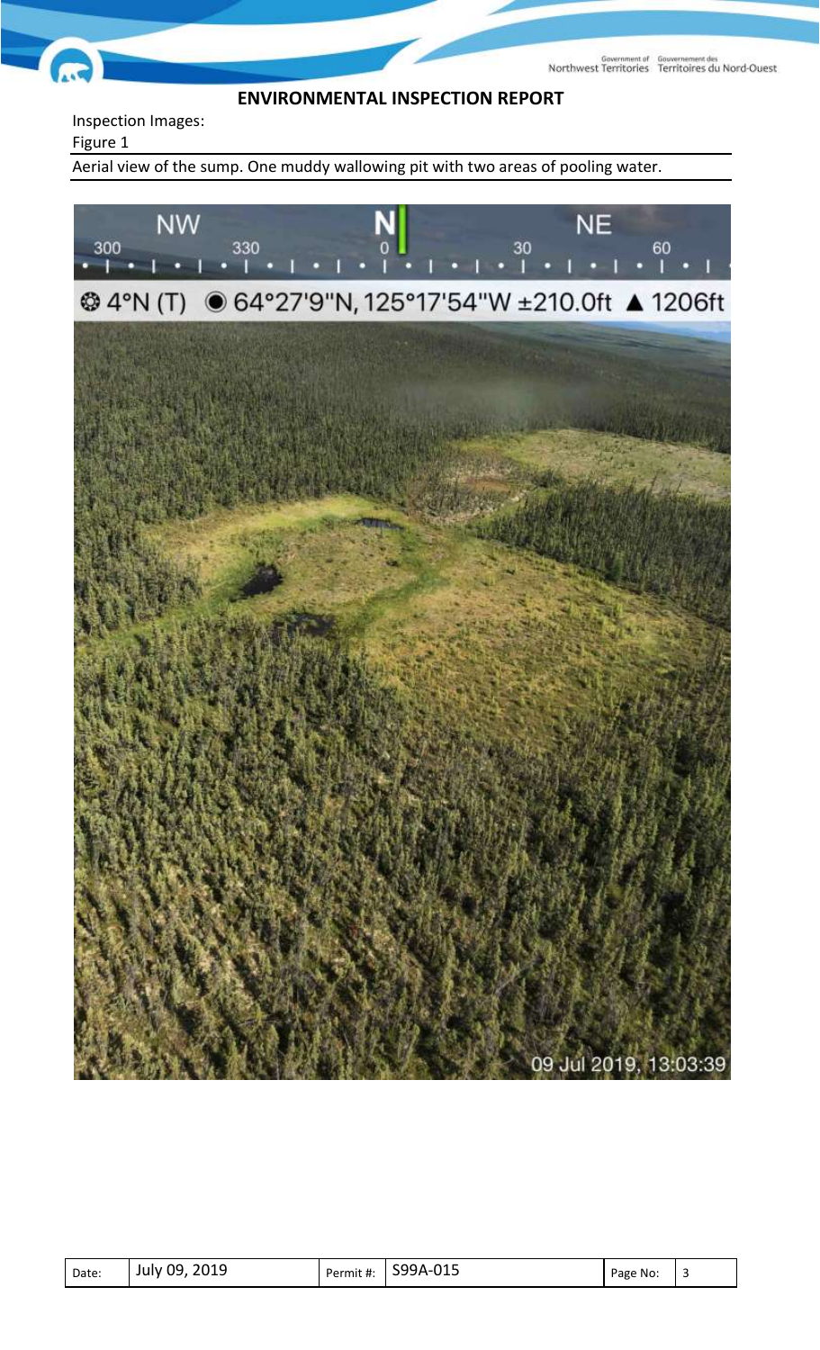## ENVIRONMENTAL INSPECTION REPORT

Inspection Images:

Figure 1

Aerial view of the sump. One muddy wallowing pit with two areas of pooling water.

| Date: | July 09, 2019 | Permit #: | S99A-015 | Page No: | 3 |
| --- | --- | --- | --- | --- | --- |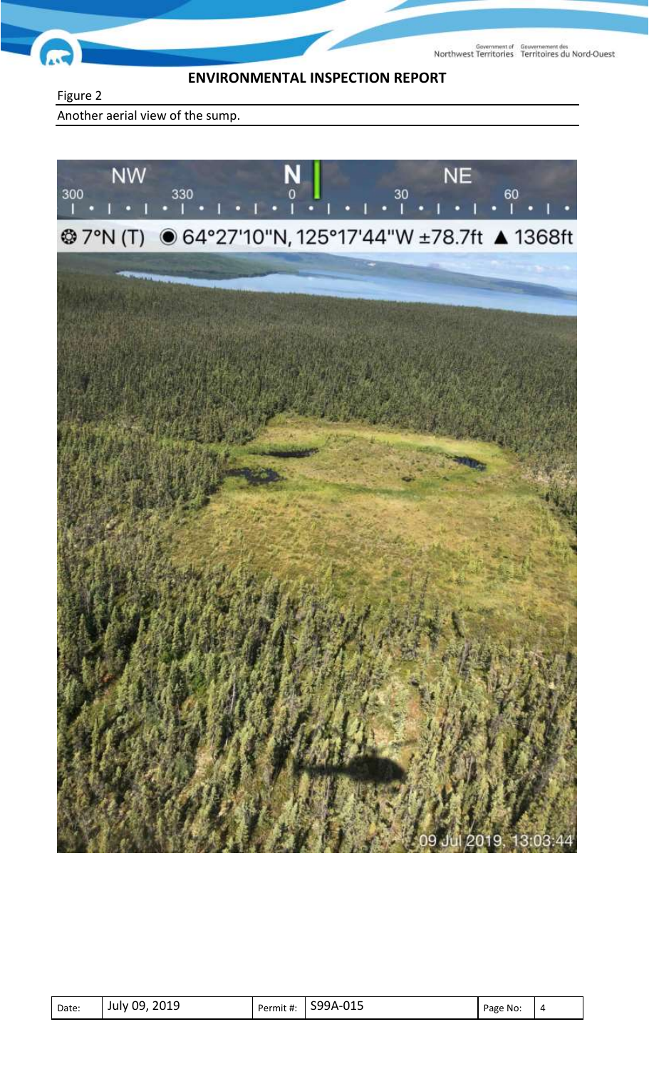## ENVIRONMENTAL INSPECTION REPORT

Figure 2

Another aerial view of the sump.

| Date: | July 09, 2019 | Permit #: | S99A-015 | Page No: | 4 |
|---|---|---|---|---|---|